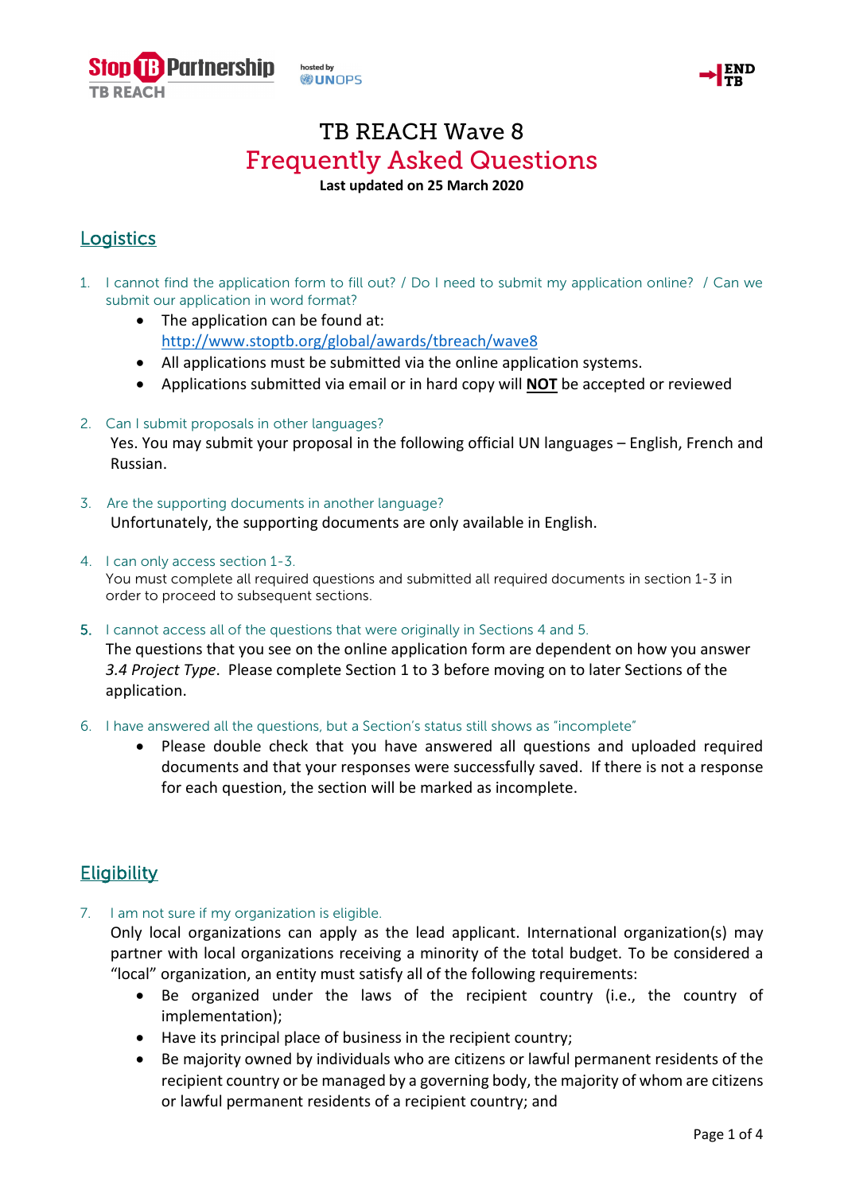# TB REACH Wave 8

# Frequently Asked Questions

**Last updated on 25 March 2020**

## Logistics

1. I cannot find the application form to fill out? / Do I need to submit my application online? / Can we submit our application in word format?
    - The application can be found at: http://www.stoptb.org/global/awards/tbreach/wave8
    - All applications must be submitted via the online application systems.
    - Applications submitted via email or in hard copy will **NOT** be accepted or reviewed

2. Can I submit proposals in other languages?

   Yes. You may submit your proposal in the following official UN languages – English, French and Russian.

3. Are the supporting documents in another language?

   Unfortunately, the supporting documents are only available in English.

4. I can only access section 1-3.

   You must complete all required questions and submitted all required documents in section 1-3 in order to proceed to subsequent sections.

5. I cannot access all of the questions that were originally in Sections 4 and 5.

   The questions that you see on the online application form are dependent on how you answer *3.4 Project Type*. Please complete Section 1 to 3 before moving on to later Sections of the application.

6. I have answered all the questions, but a Section's status still shows as "incomplete"
    - Please double check that you have answered all questions and uploaded required documents and that your responses were successfully saved. If there is not a response for each question, the section will be marked as incomplete.

## Eligibility

7. I am not sure if my organization is eligible.

   Only local organizations can apply as the lead applicant. International organization(s) may partner with local organizations receiving a minority of the total budget. To be considered a "local" organization, an entity must satisfy all of the following requirements:
    - Be organized under the laws of the recipient country (i.e., the country of implementation);
    - Have its principal place of business in the recipient country;
    - Be majority owned by individuals who are citizens or lawful permanent residents of the recipient country or be managed by a governing body, the majority of whom are citizens or lawful permanent residents of a recipient country; and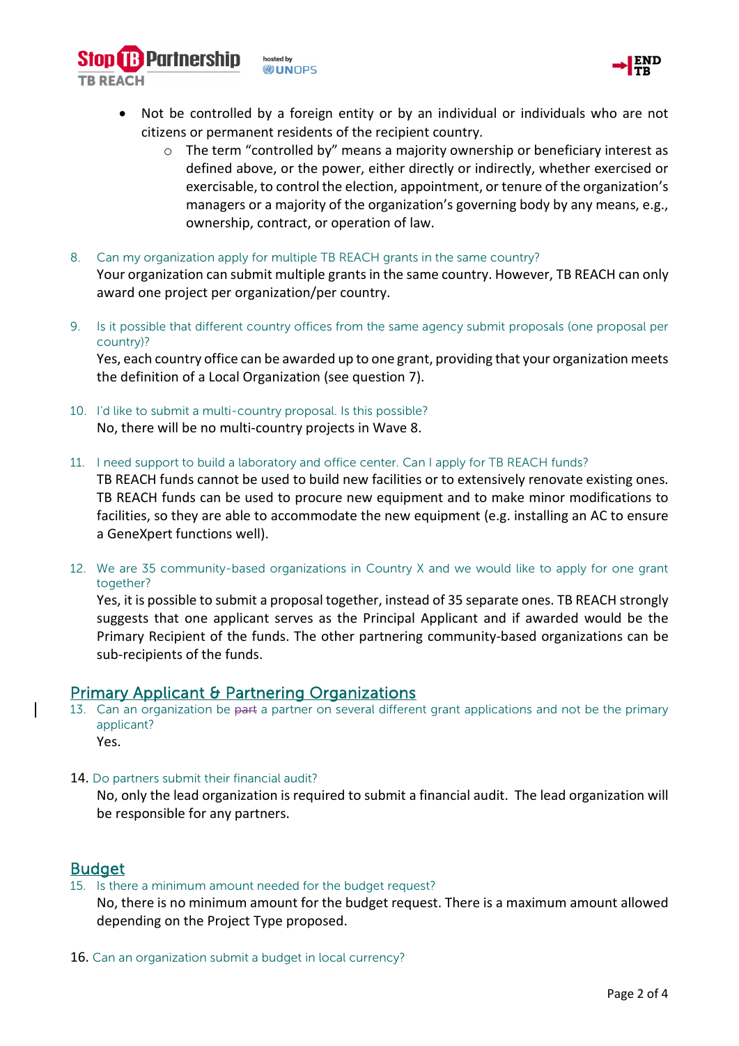- Not be controlled by a foreign entity or by an individual or individuals who are not citizens or permanent residents of the recipient country.
    - The term "controlled by" means a majority ownership or beneficiary interest as defined above, or the power, either directly or indirectly, whether exercised or exercisable, to control the election, appointment, or tenure of the organization's managers or a majority of the organization's governing body by any means, e.g., ownership, contract, or operation of law.

8. Can my organization apply for multiple TB REACH grants in the same country?

   Your organization can submit multiple grants in the same country. However, TB REACH can only award one project per organization/per country.

9. Is it possible that different country offices from the same agency submit proposals (one proposal per country)?

   Yes, each country office can be awarded up to one grant, providing that your organization meets the definition of a Local Organization (see question 7).

10. I'd like to submit a multi-country proposal. Is this possible?

    No, there will be no multi-country projects in Wave 8.

11. I need support to build a laboratory and office center. Can I apply for TB REACH funds?

    TB REACH funds cannot be used to build new facilities or to extensively renovate existing ones. TB REACH funds can be used to procure new equipment and to make minor modifications to facilities, so they are able to accommodate the new equipment (e.g. installing an AC to ensure a GeneXpert functions well).

12. We are 35 community-based organizations in Country X and we would like to apply for one grant together?

    Yes, it is possible to submit a proposal together, instead of 35 separate ones. TB REACH strongly suggests that one applicant serves as the Principal Applicant and if awarded would be the Primary Recipient of the funds. The other partnering community-based organizations can be sub-recipients of the funds.

## Primary Applicant & Partnering Organizations

13. Can an organization be ~~part~~ a partner on several different grant applications and not be the primary applicant?

    Yes.

14. Do partners submit their financial audit?

    No, only the lead organization is required to submit a financial audit. The lead organization will be responsible for any partners.

## Budget

15. Is there a minimum amount needed for the budget request?

    No, there is no minimum amount for the budget request. There is a maximum amount allowed depending on the Project Type proposed.

16. Can an organization submit a budget in local currency?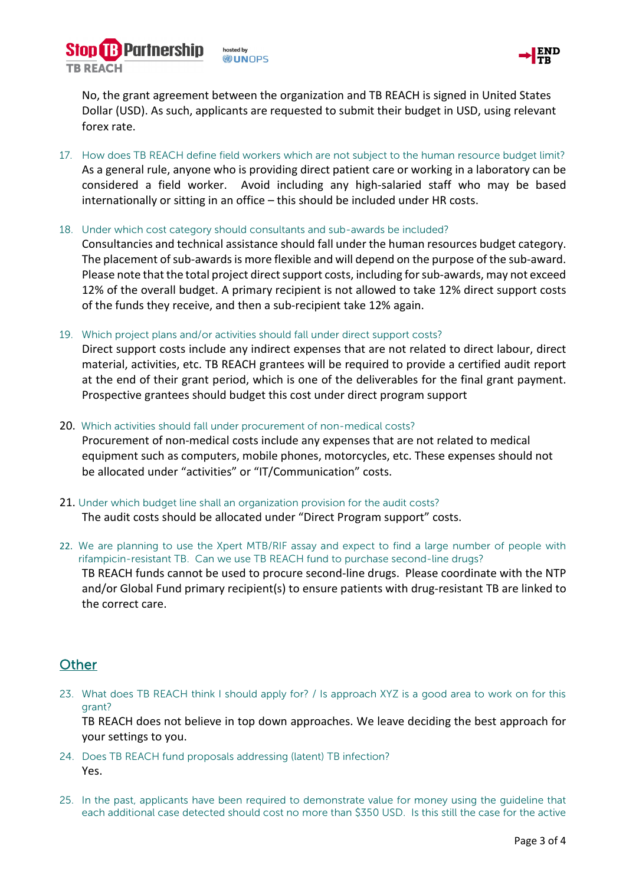No, the grant agreement between the organization and TB REACH is signed in United States Dollar (USD). As such, applicants are requested to submit their budget in USD, using relevant forex rate.

17. How does TB REACH define field workers which are not subject to the human resource budget limit?
    As a general rule, anyone who is providing direct patient care or working in a laboratory can be considered a field worker. Avoid including any high-salaried staff who may be based internationally or sitting in an office – this should be included under HR costs.

18. Under which cost category should consultants and sub-awards be included?
    Consultancies and technical assistance should fall under the human resources budget category. The placement of sub-awards is more flexible and will depend on the purpose of the sub-award. Please note that the total project direct support costs, including for sub-awards, may not exceed 12% of the overall budget. A primary recipient is not allowed to take 12% direct support costs of the funds they receive, and then a sub-recipient take 12% again.

19. Which project plans and/or activities should fall under direct support costs?
    Direct support costs include any indirect expenses that are not related to direct labour, direct material, activities, etc. TB REACH grantees will be required to provide a certified audit report at the end of their grant period, which is one of the deliverables for the final grant payment. Prospective grantees should budget this cost under direct program support

20. Which activities should fall under procurement of non-medical costs?
    Procurement of non-medical costs include any expenses that are not related to medical equipment such as computers, mobile phones, motorcycles, etc. These expenses should not be allocated under "activities" or "IT/Communication" costs.

21. Under which budget line shall an organization provision for the audit costs?
    The audit costs should be allocated under "Direct Program support" costs.

22. We are planning to use the Xpert MTB/RIF assay and expect to find a large number of people with rifampicin-resistant TB. Can we use TB REACH fund to purchase second-line drugs?
    TB REACH funds cannot be used to procure second-line drugs. Please coordinate with the NTP and/or Global Fund primary recipient(s) to ensure patients with drug-resistant TB are linked to the correct care.

## Other

23. What does TB REACH think I should apply for? / Is approach XYZ is a good area to work on for this grant?
    TB REACH does not believe in top down approaches. We leave deciding the best approach for your settings to you.

24. Does TB REACH fund proposals addressing (latent) TB infection?
    Yes.

25. In the past, applicants have been required to demonstrate value for money using the guideline that each additional case detected should cost no more than $350 USD. Is this still the case for the active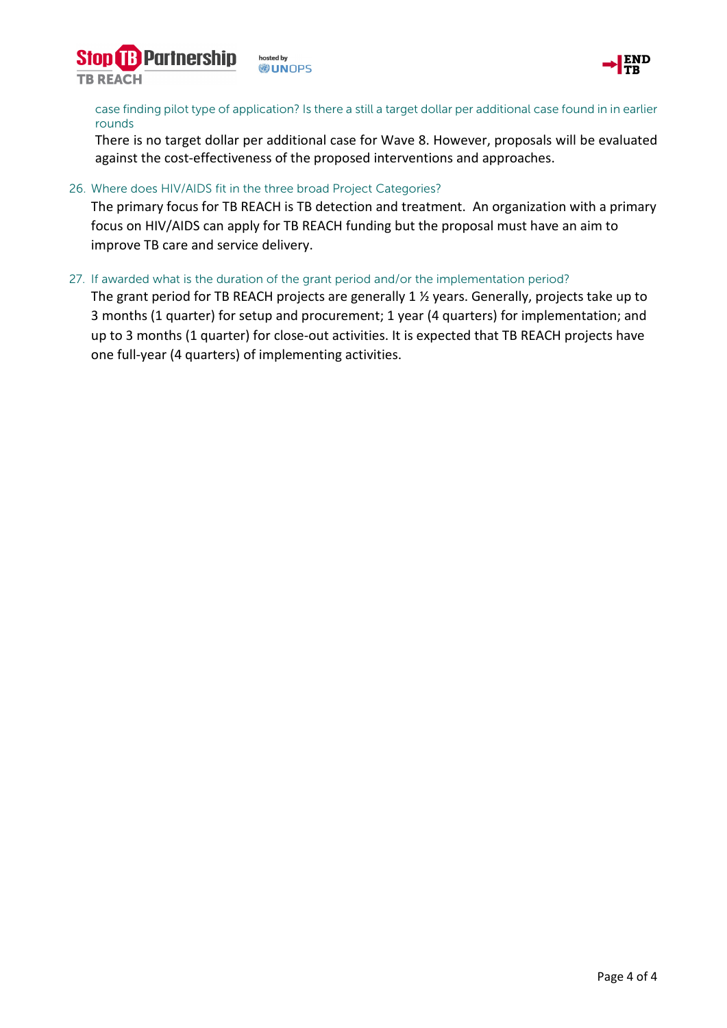case finding pilot type of application? Is there a still a target dollar per additional case found in in earlier rounds

There is no target dollar per additional case for Wave 8. However, proposals will be evaluated against the cost-effectiveness of the proposed interventions and approaches.

26. Where does HIV/AIDS fit in the three broad Project Categories?

    The primary focus for TB REACH is TB detection and treatment. An organization with a primary focus on HIV/AIDS can apply for TB REACH funding but the proposal must have an aim to improve TB care and service delivery.

27. If awarded what is the duration of the grant period and/or the implementation period?

    The grant period for TB REACH projects are generally 1 ½ years. Generally, projects take up to 3 months (1 quarter) for setup and procurement; 1 year (4 quarters) for implementation; and up to 3 months (1 quarter) for close-out activities. It is expected that TB REACH projects have one full-year (4 quarters) of implementing activities.